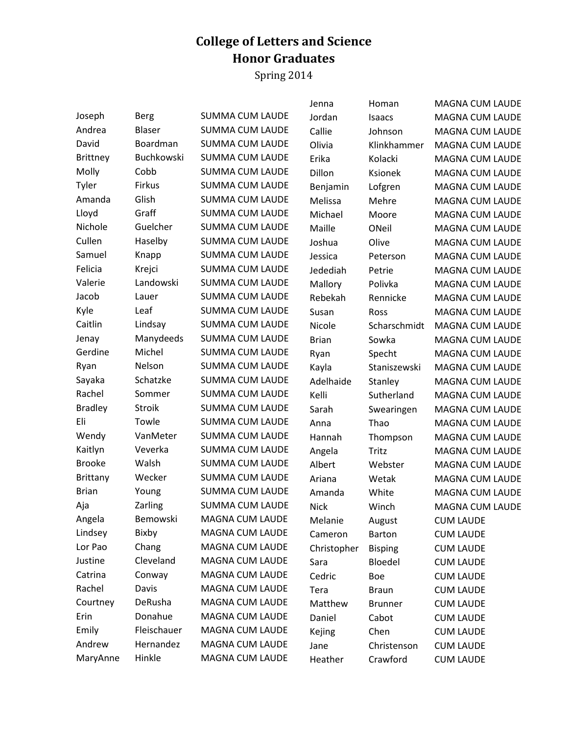# College of Letters and Science
# Honor Graduates

Spring 2014

| First Name | Last Name | Honor |
|---|---|---|
| Joseph | Berg | SUMMA CUM LAUDE |
| Andrea | Blaser | SUMMA CUM LAUDE |
| David | Boardman | SUMMA CUM LAUDE |
| Brittney | Buchkowski | SUMMA CUM LAUDE |
| Molly | Cobb | SUMMA CUM LAUDE |
| Tyler | Firkus | SUMMA CUM LAUDE |
| Amanda | Glish | SUMMA CUM LAUDE |
| Lloyd | Graff | SUMMA CUM LAUDE |
| Nichole | Guelcher | SUMMA CUM LAUDE |
| Cullen | Haselby | SUMMA CUM LAUDE |
| Samuel | Knapp | SUMMA CUM LAUDE |
| Felicia | Krejci | SUMMA CUM LAUDE |
| Valerie | Landowski | SUMMA CUM LAUDE |
| Jacob | Lauer | SUMMA CUM LAUDE |
| Kyle | Leaf | SUMMA CUM LAUDE |
| Caitlin | Lindsay | SUMMA CUM LAUDE |
| Jenay | Manydeeds | SUMMA CUM LAUDE |
| Gerdine | Michel | SUMMA CUM LAUDE |
| Ryan | Nelson | SUMMA CUM LAUDE |
| Sayaka | Schatzke | SUMMA CUM LAUDE |
| Rachel | Sommer | SUMMA CUM LAUDE |
| Bradley | Stroik | SUMMA CUM LAUDE |
| Eli | Towle | SUMMA CUM LAUDE |
| Wendy | VanMeter | SUMMA CUM LAUDE |
| Kaitlyn | Veverka | SUMMA CUM LAUDE |
| Brooke | Walsh | SUMMA CUM LAUDE |
| Brittany | Wecker | SUMMA CUM LAUDE |
| Brian | Young | SUMMA CUM LAUDE |
| Aja | Zarling | SUMMA CUM LAUDE |
| Angela | Bemowski | MAGNA CUM LAUDE |
| Lindsey | Bixby | MAGNA CUM LAUDE |
| Lor Pao | Chang | MAGNA CUM LAUDE |
| Justine | Cleveland | MAGNA CUM LAUDE |
| Catrina | Conway | MAGNA CUM LAUDE |
| Rachel | Davis | MAGNA CUM LAUDE |
| Courtney | DeRusha | MAGNA CUM LAUDE |
| Erin | Donahue | MAGNA CUM LAUDE |
| Emily | Fleischauer | MAGNA CUM LAUDE |
| Andrew | Hernandez | MAGNA CUM LAUDE |
| MaryAnne | Hinkle | MAGNA CUM LAUDE |
| Jenna | Homan | MAGNA CUM LAUDE |
| Jordan | Isaacs | MAGNA CUM LAUDE |
| Callie | Johnson | MAGNA CUM LAUDE |
| Olivia | Klinkhammer | MAGNA CUM LAUDE |
| Erika | Kolacki | MAGNA CUM LAUDE |
| Dillon | Ksionek | MAGNA CUM LAUDE |
| Benjamin | Lofgren | MAGNA CUM LAUDE |
| Melissa | Mehre | MAGNA CUM LAUDE |
| Michael | Moore | MAGNA CUM LAUDE |
| Maille | ONeil | MAGNA CUM LAUDE |
| Joshua | Olive | MAGNA CUM LAUDE |
| Jessica | Peterson | MAGNA CUM LAUDE |
| Jedediah | Petrie | MAGNA CUM LAUDE |
| Mallory | Polivka | MAGNA CUM LAUDE |
| Rebekah | Rennicke | MAGNA CUM LAUDE |
| Susan | Ross | MAGNA CUM LAUDE |
| Nicole | Scharschmidt | MAGNA CUM LAUDE |
| Brian | Sowka | MAGNA CUM LAUDE |
| Ryan | Specht | MAGNA CUM LAUDE |
| Kayla | Staniszewski | MAGNA CUM LAUDE |
| Adelhaide | Stanley | MAGNA CUM LAUDE |
| Kelli | Sutherland | MAGNA CUM LAUDE |
| Sarah | Swearingen | MAGNA CUM LAUDE |
| Anna | Thao | MAGNA CUM LAUDE |
| Hannah | Thompson | MAGNA CUM LAUDE |
| Angela | Tritz | MAGNA CUM LAUDE |
| Albert | Webster | MAGNA CUM LAUDE |
| Ariana | Wetak | MAGNA CUM LAUDE |
| Amanda | White | MAGNA CUM LAUDE |
| Nick | Winch | MAGNA CUM LAUDE |
| Melanie | August | CUM LAUDE |
| Cameron | Barton | CUM LAUDE |
| Christopher | Bisping | CUM LAUDE |
| Sara | Bloedel | CUM LAUDE |
| Cedric | Boe | CUM LAUDE |
| Tera | Braun | CUM LAUDE |
| Matthew | Brunner | CUM LAUDE |
| Daniel | Cabot | CUM LAUDE |
| Kejing | Chen | CUM LAUDE |
| Jane | Christenson | CUM LAUDE |
| Heather | Crawford | CUM LAUDE |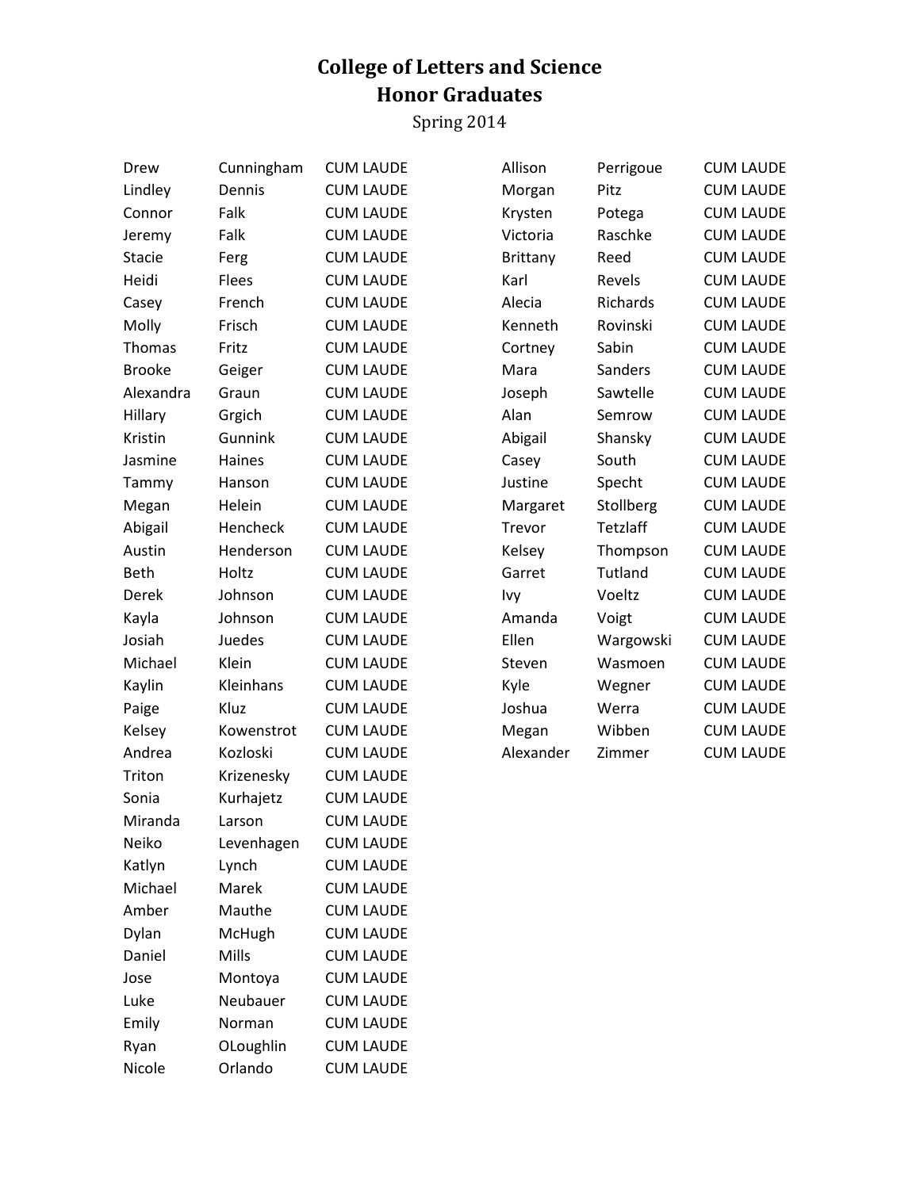# College of Letters and Science
## Honor Graduates

Spring 2014

| | | |
|---|---|---|
| Drew | Cunningham | CUM LAUDE |
| Lindley | Dennis | CUM LAUDE |
| Connor | Falk | CUM LAUDE |
| Jeremy | Falk | CUM LAUDE |
| Stacie | Ferg | CUM LAUDE |
| Heidi | Flees | CUM LAUDE |
| Casey | French | CUM LAUDE |
| Molly | Frisch | CUM LAUDE |
| Thomas | Fritz | CUM LAUDE |
| Brooke | Geiger | CUM LAUDE |
| Alexandra | Graun | CUM LAUDE |
| Hillary | Grgich | CUM LAUDE |
| Kristin | Gunnink | CUM LAUDE |
| Jasmine | Haines | CUM LAUDE |
| Tammy | Hanson | CUM LAUDE |
| Megan | Helein | CUM LAUDE |
| Abigail | Hencheck | CUM LAUDE |
| Austin | Henderson | CUM LAUDE |
| Beth | Holtz | CUM LAUDE |
| Derek | Johnson | CUM LAUDE |
| Kayla | Johnson | CUM LAUDE |
| Josiah | Juedes | CUM LAUDE |
| Michael | Klein | CUM LAUDE |
| Kaylin | Kleinhans | CUM LAUDE |
| Paige | Kluz | CUM LAUDE |
| Kelsey | Kowenstrot | CUM LAUDE |
| Andrea | Kozloski | CUM LAUDE |
| Triton | Krizenesky | CUM LAUDE |
| Sonia | Kurhajetz | CUM LAUDE |
| Miranda | Larson | CUM LAUDE |
| Neiko | Levenhagen | CUM LAUDE |
| Katlyn | Lynch | CUM LAUDE |
| Michael | Marek | CUM LAUDE |
| Amber | Mauthe | CUM LAUDE |
| Dylan | McHugh | CUM LAUDE |
| Daniel | Mills | CUM LAUDE |
| Jose | Montoya | CUM LAUDE |
| Luke | Neubauer | CUM LAUDE |
| Emily | Norman | CUM LAUDE |
| Ryan | OLoughlin | CUM LAUDE |
| Nicole | Orlando | CUM LAUDE |
| Allison | Perrigoue | CUM LAUDE |
| Morgan | Pitz | CUM LAUDE |
| Krysten | Potega | CUM LAUDE |
| Victoria | Raschke | CUM LAUDE |
| Brittany | Reed | CUM LAUDE |
| Karl | Revels | CUM LAUDE |
| Alecia | Richards | CUM LAUDE |
| Kenneth | Rovinski | CUM LAUDE |
| Cortney | Sabin | CUM LAUDE |
| Mara | Sanders | CUM LAUDE |
| Joseph | Sawtelle | CUM LAUDE |
| Alan | Semrow | CUM LAUDE |
| Abigail | Shansky | CUM LAUDE |
| Casey | South | CUM LAUDE |
| Justine | Specht | CUM LAUDE |
| Margaret | Stollberg | CUM LAUDE |
| Trevor | Tetzlaff | CUM LAUDE |
| Kelsey | Thompson | CUM LAUDE |
| Garret | Tutland | CUM LAUDE |
| Ivy | Voeltz | CUM LAUDE |
| Amanda | Voigt | CUM LAUDE |
| Ellen | Wargowski | CUM LAUDE |
| Steven | Wasmoen | CUM LAUDE |
| Kyle | Wegner | CUM LAUDE |
| Joshua | Werra | CUM LAUDE |
| Megan | Wibben | CUM LAUDE |
| Alexander | Zimmer | CUM LAUDE |